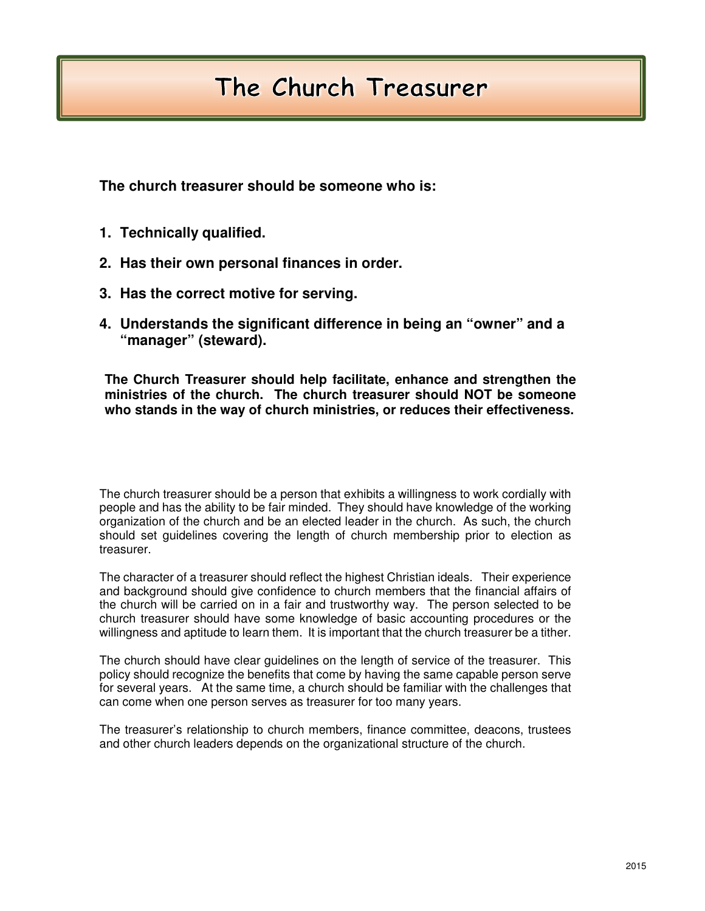# The Church Treasurer

**The church treasurer should be someone who is:**

1. **Technically qualified.**
2. **Has their own personal finances in order.**
3. **Has the correct motive for serving.**
4. **Understands the significant difference in being an "owner" and a "manager" (steward).**

**The Church Treasurer should help facilitate, enhance and strengthen the ministries of the church. The church treasurer should NOT be someone who stands in the way of church ministries, or reduces their effectiveness.**

The church treasurer should be a person that exhibits a willingness to work cordially with people and has the ability to be fair minded. They should have knowledge of the working organization of the church and be an elected leader in the church. As such, the church should set guidelines covering the length of church membership prior to election as treasurer.

The character of a treasurer should reflect the highest Christian ideals. Their experience and background should give confidence to church members that the financial affairs of the church will be carried on in a fair and trustworthy way. The person selected to be church treasurer should have some knowledge of basic accounting procedures or the willingness and aptitude to learn them. It is important that the church treasurer be a tither.

The church should have clear guidelines on the length of service of the treasurer. This policy should recognize the benefits that come by having the same capable person serve for several years. At the same time, a church should be familiar with the challenges that can come when one person serves as treasurer for too many years.

The treasurer's relationship to church members, finance committee, deacons, trustees and other church leaders depends on the organizational structure of the church.

2015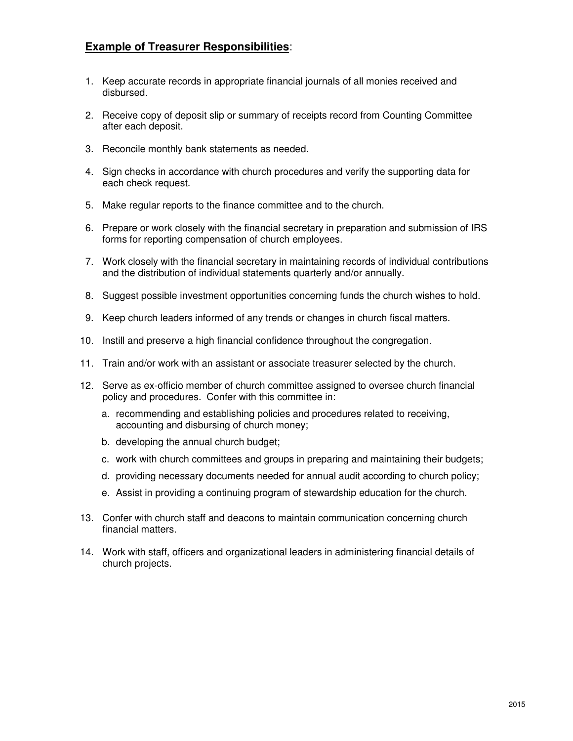**Example of Treasurer Responsibilities**:

1. Keep accurate records in appropriate financial journals of all monies received and disbursed.
2. Receive copy of deposit slip or summary of receipts record from Counting Committee after each deposit.
3. Reconcile monthly bank statements as needed.
4. Sign checks in accordance with church procedures and verify the supporting data for each check request.
5. Make regular reports to the finance committee and to the church.
6. Prepare or work closely with the financial secretary in preparation and submission of IRS forms for reporting compensation of church employees.
7. Work closely with the financial secretary in maintaining records of individual contributions and the distribution of individual statements quarterly and/or annually.
8. Suggest possible investment opportunities concerning funds the church wishes to hold.
9. Keep church leaders informed of any trends or changes in church fiscal matters.
10. Instill and preserve a high financial confidence throughout the congregation.
11. Train and/or work with an assistant or associate treasurer selected by the church.
12. Serve as ex-officio member of church committee assigned to oversee church financial policy and procedures. Confer with this committee in:
    a. recommending and establishing policies and procedures related to receiving, accounting and disbursing of church money;
    b. developing the annual church budget;
    c. work with church committees and groups in preparing and maintaining their budgets;
    d. providing necessary documents needed for annual audit according to church policy;
    e. Assist in providing a continuing program of stewardship education for the church.
13. Confer with church staff and deacons to maintain communication concerning church financial matters.
14. Work with staff, officers and organizational leaders in administering financial details of church projects.

2015